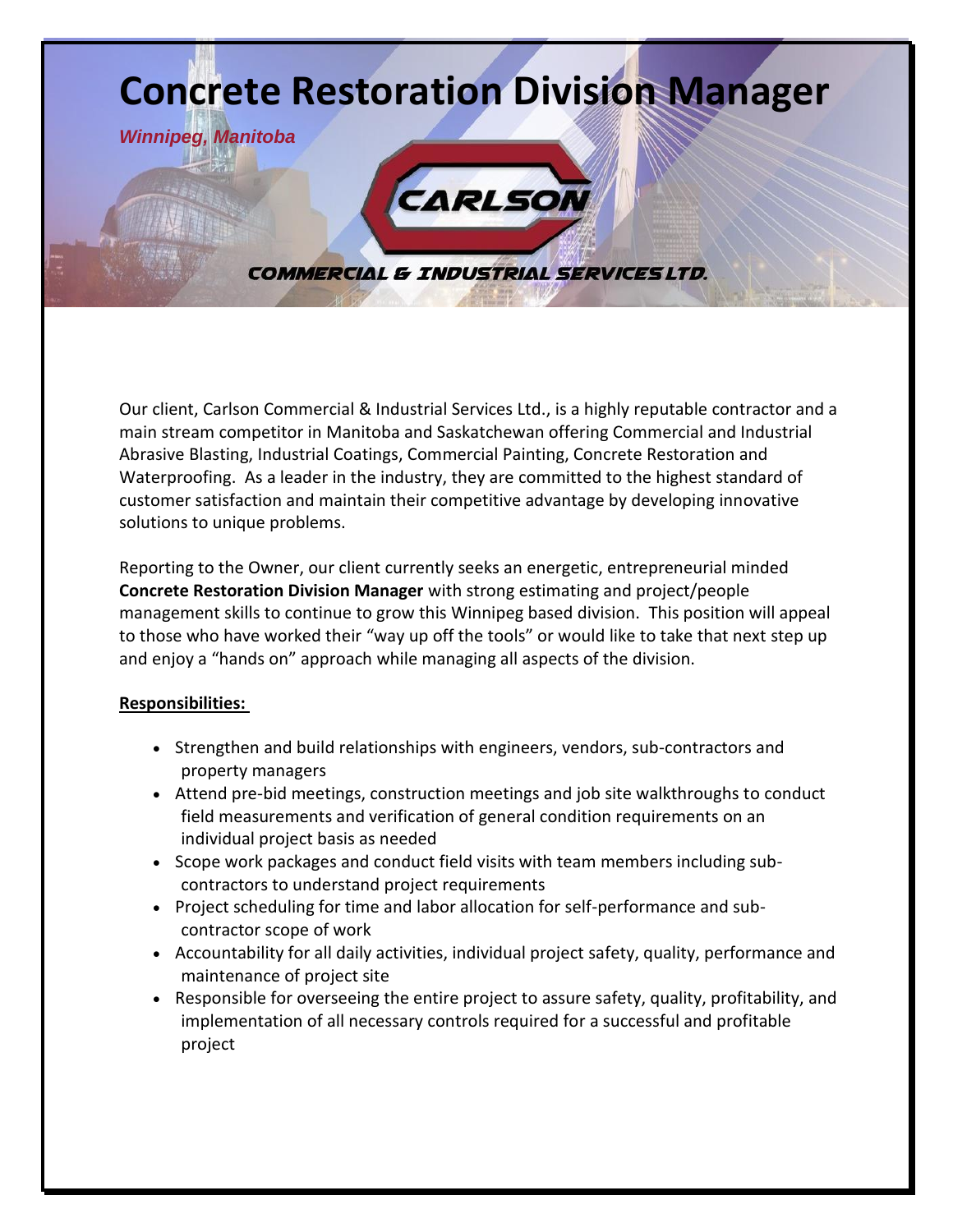# Concrete Restoration Division Manager

***Winnipeg, Manitoba***

CARLSON

COMMERCIAL & INDUSTRIAL SERVICES LTD.

Our client, Carlson Commercial & Industrial Services Ltd., is a highly reputable contractor and a main stream competitor in Manitoba and Saskatchewan offering Commercial and Industrial Abrasive Blasting, Industrial Coatings, Commercial Painting, Concrete Restoration and Waterproofing. As a leader in the industry, they are committed to the highest standard of customer satisfaction and maintain their competitive advantage by developing innovative solutions to unique problems.

Reporting to the Owner, our client currently seeks an energetic, entrepreneurial minded **Concrete Restoration Division Manager** with strong estimating and project/people management skills to continue to grow this Winnipeg based division. This position will appeal to those who have worked their "way up off the tools" or would like to take that next step up and enjoy a "hands on" approach while managing all aspects of the division.

**Responsibilities:**

- Strengthen and build relationships with engineers, vendors, sub-contractors and property managers
- Attend pre-bid meetings, construction meetings and job site walkthroughs to conduct field measurements and verification of general condition requirements on an individual project basis as needed
- Scope work packages and conduct field visits with team members including sub-contractors to understand project requirements
- Project scheduling for time and labor allocation for self-performance and sub-contractor scope of work
- Accountability for all daily activities, individual project safety, quality, performance and maintenance of project site
- Responsible for overseeing the entire project to assure safety, quality, profitability, and implementation of all necessary controls required for a successful and profitable project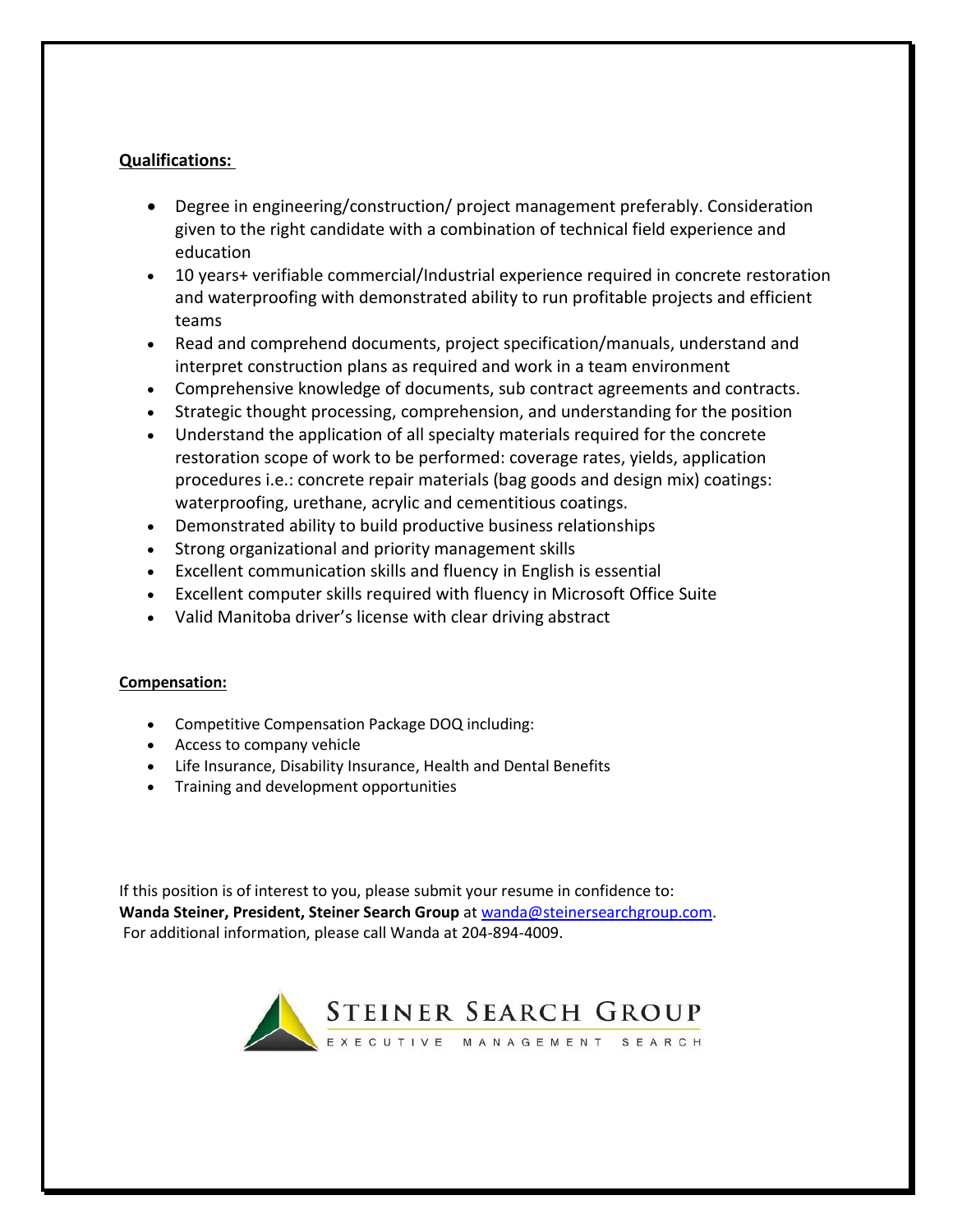**Qualifications:**

- Degree in engineering/construction/ project management preferably. Consideration given to the right candidate with a combination of technical field experience and education
- 10 years+ verifiable commercial/Industrial experience required in concrete restoration and waterproofing with demonstrated ability to run profitable projects and efficient teams
- Read and comprehend documents, project specification/manuals, understand and interpret construction plans as required and work in a team environment
- Comprehensive knowledge of documents, sub contract agreements and contracts.
- Strategic thought processing, comprehension, and understanding for the position
- Understand the application of all specialty materials required for the concrete restoration scope of work to be performed: coverage rates, yields, application procedures i.e.: concrete repair materials (bag goods and design mix) coatings: waterproofing, urethane, acrylic and cementitious coatings.
- Demonstrated ability to build productive business relationships
- Strong organizational and priority management skills
- Excellent communication skills and fluency in English is essential
- Excellent computer skills required with fluency in Microsoft Office Suite
- Valid Manitoba driver's license with clear driving abstract

**Compensation:**

- Competitive Compensation Package DOQ including:
- Access to company vehicle
- Life Insurance, Disability Insurance, Health and Dental Benefits
- Training and development opportunities

If this position is of interest to you, please submit your resume in confidence to:
**Wanda Steiner, President, Steiner Search Group** at wanda@steinersearchgroup.com.
For additional information, please call Wanda at 204-894-4009.

STEINER SEARCH GROUP
EXECUTIVE MANAGEMENT SEARCH